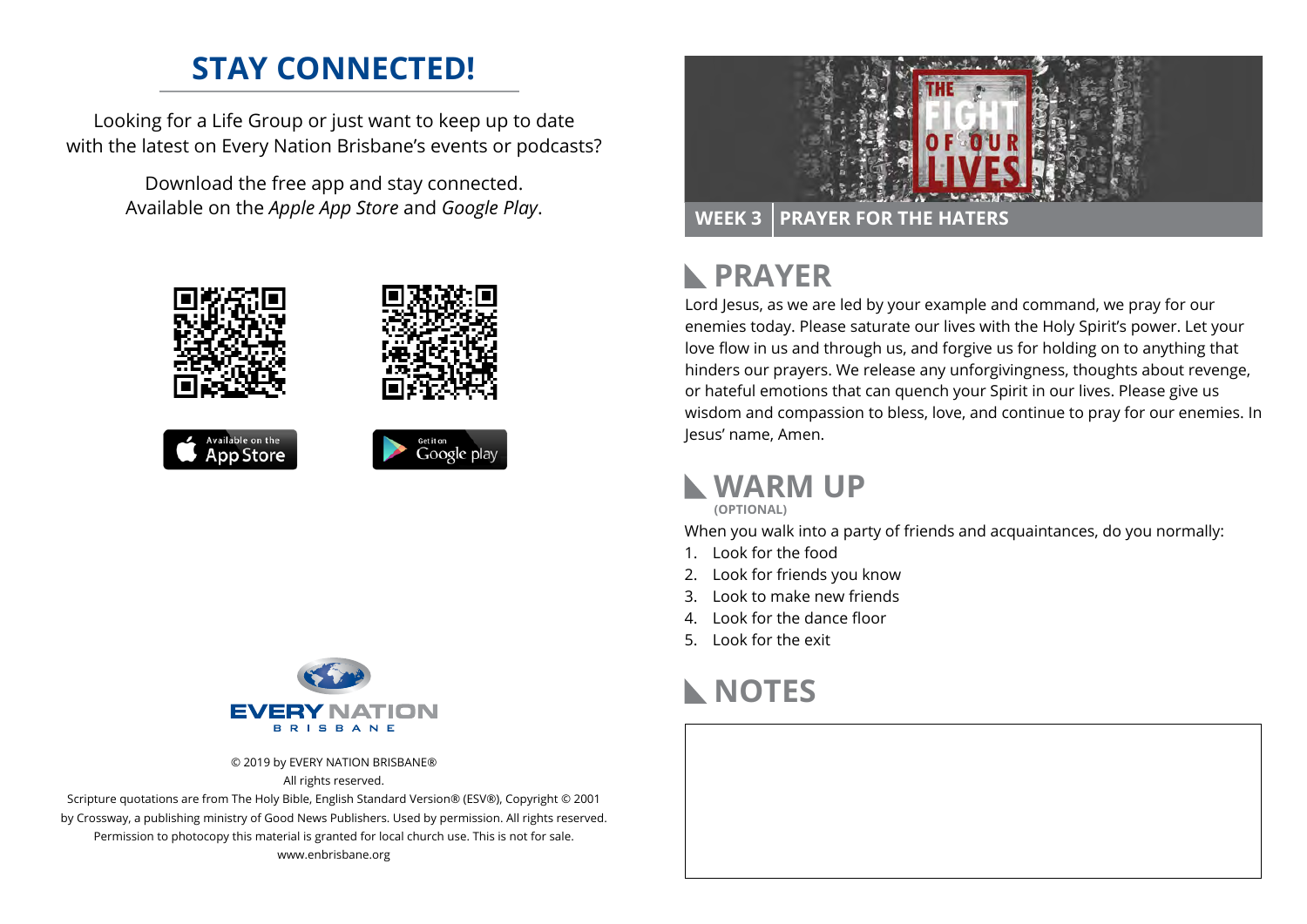# STAY CONNECTED!

Looking for a Life Group or just want to keep up to date with the latest on Every Nation Brisbane's events or podcasts?

Download the free app and stay connected. Available on the *Apple App Store* and *Google Play*.

Available on the App Store

Get it on Google play

EVERY NATION BRISBANE

© 2019 by EVERY NATION BRISBANE®
All rights reserved.
Scripture quotations are from The Holy Bible, English Standard Version® (ESV®), Copyright © 2001 by Crossway, a publishing ministry of Good News Publishers. Used by permission. All rights reserved.
Permission to photocopy this material is granted for local church use. This is not for sale.
www.enbrisbane.org

THE FIGHT OF OUR LIVES

**WEEK 3 | PRAYER FOR THE HATERS**

## PRAYER

Lord Jesus, as we are led by your example and command, we pray for our enemies today. Please saturate our lives with the Holy Spirit's power. Let your love flow in us and through us, and forgive us for holding on to anything that hinders our prayers. We release any unforgivingness, thoughts about revenge, or hateful emotions that can quench your Spirit in our lives. Please give us wisdom and compassion to bless, love, and continue to pray for our enemies. In Jesus' name, Amen.

## WARM UP

**(OPTIONAL)**

When you walk into a party of friends and acquaintances, do you normally:

1. Look for the food
2. Look for friends you know
3. Look to make new friends
4. Look for the dance floor
5. Look for the exit

## NOTES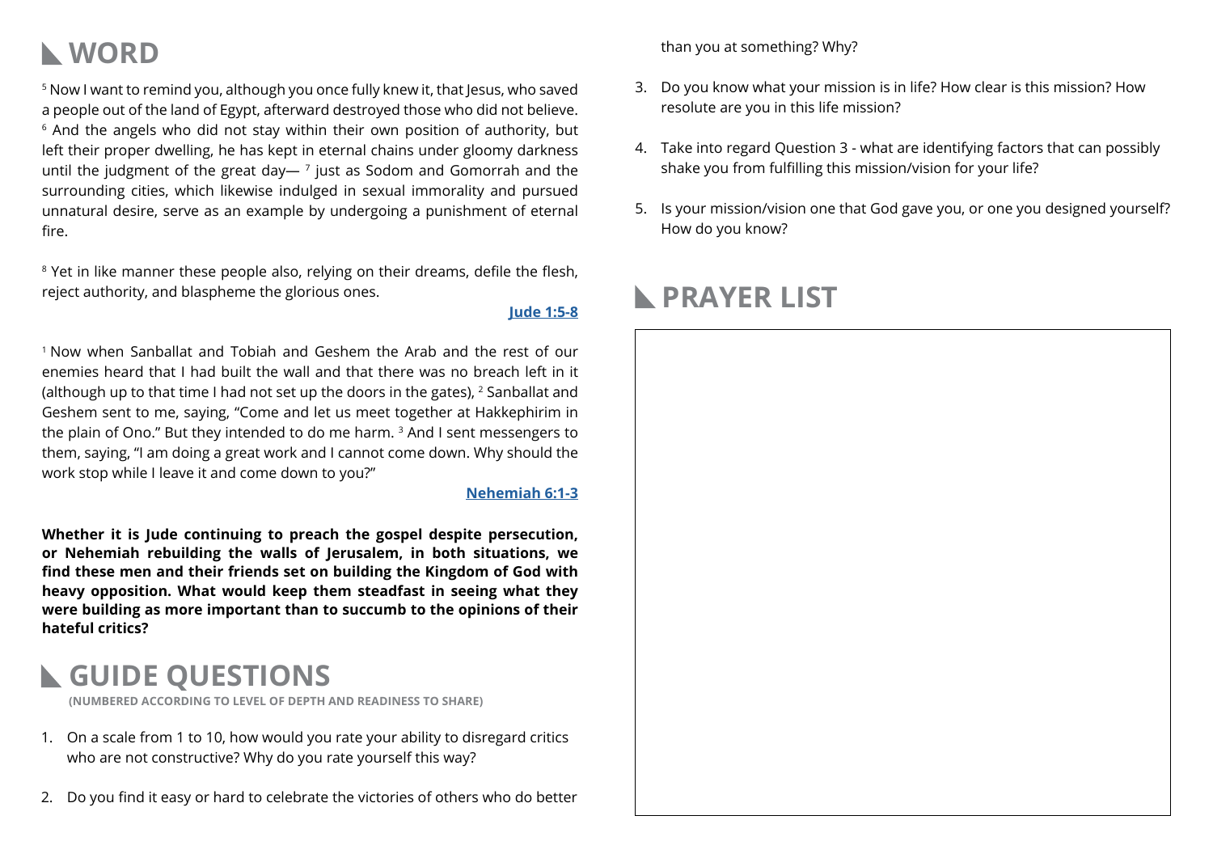## WORD

[5] Now I want to remind you, although you once fully knew it, that Jesus, who saved a people out of the land of Egypt, afterward destroyed those who did not believe. [6] And the angels who did not stay within their own position of authority, but left their proper dwelling, he has kept in eternal chains under gloomy darkness until the judgment of the great day— [7] just as Sodom and Gomorrah and the surrounding cities, which likewise indulged in sexual immorality and pursued unnatural desire, serve as an example by undergoing a punishment of eternal fire.

[8] Yet in like manner these people also, relying on their dreams, defile the flesh, reject authority, and blaspheme the glorious ones.

**Jude 1:5-8**

[1] Now when Sanballat and Tobiah and Geshem the Arab and the rest of our enemies heard that I had built the wall and that there was no breach left in it (although up to that time I had not set up the doors in the gates), [2] Sanballat and Geshem sent to me, saying, "Come and let us meet together at Hakkephirim in the plain of Ono." But they intended to do me harm. [3] And I sent messengers to them, saying, "I am doing a great work and I cannot come down. Why should the work stop while I leave it and come down to you?"

**Nehemiah 6:1-3**

**Whether it is Jude continuing to preach the gospel despite persecution, or Nehemiah rebuilding the walls of Jerusalem, in both situations, we find these men and their friends set on building the Kingdom of God with heavy opposition. What would keep them steadfast in seeing what they were building as more important than to succumb to the opinions of their hateful critics?**

## GUIDE QUESTIONS

**(NUMBERED ACCORDING TO LEVEL OF DEPTH AND READINESS TO SHARE)**

1. On a scale from 1 to 10, how would you rate your ability to disregard critics who are not constructive? Why do you rate yourself this way?
2. Do you find it easy or hard to celebrate the victories of others who do better than you at something? Why?
3. Do you know what your mission is in life? How clear is this mission? How resolute are you in this life mission?
4. Take into regard Question 3 - what are identifying factors that can possibly shake you from fulfilling this mission/vision for your life?
5. Is your mission/vision one that God gave you, or one you designed yourself? How do you know?

## PRAYER LIST